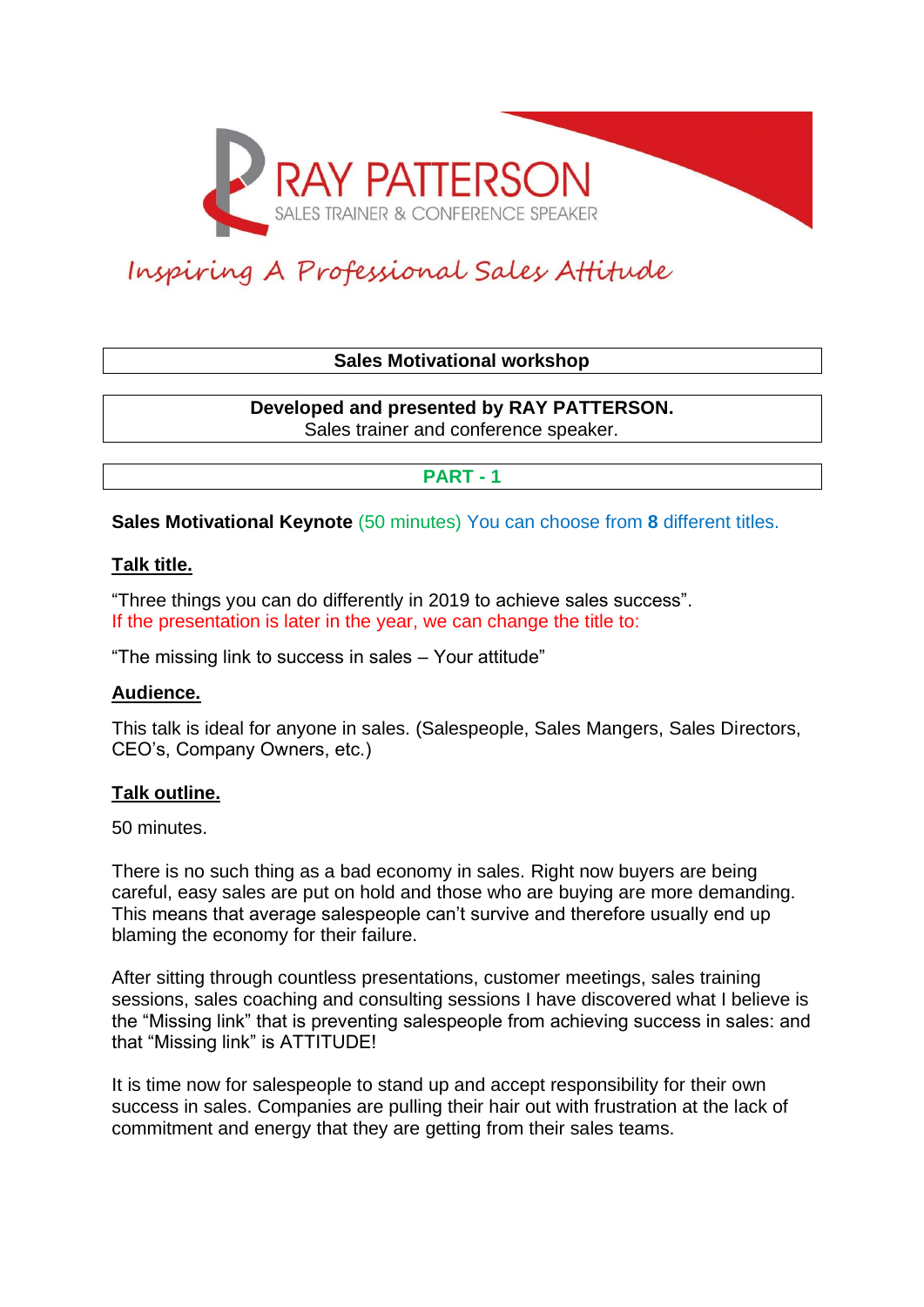# RAY PATTERSON

SALES TRAINER & CONFERENCE SPEAKER

*Inspiring A Professional Sales Attitude*

**Sales Motivational workshop**

**Developed and presented by RAY PATTERSON.**
Sales trainer and conference speaker.

## PART - 1

**Sales Motivational Keynote** (50 minutes) You can choose from **8** different titles.

### Talk title.

"Three things you can do differently in 2019 to achieve sales success".
If the presentation is later in the year, we can change the title to:

"The missing link to success in sales – Your attitude"

### Audience.

This talk is ideal for anyone in sales. (Salespeople, Sales Mangers, Sales Directors, CEO's, Company Owners, etc.)

### Talk outline.

50 minutes.

There is no such thing as a bad economy in sales. Right now buyers are being careful, easy sales are put on hold and those who are buying are more demanding. This means that average salespeople can't survive and therefore usually end up blaming the economy for their failure.

After sitting through countless presentations, customer meetings, sales training sessions, sales coaching and consulting sessions I have discovered what I believe is the "Missing link" that is preventing salespeople from achieving success in sales: and that "Missing link" is ATTITUDE!

It is time now for salespeople to stand up and accept responsibility for their own success in sales. Companies are pulling their hair out with frustration at the lack of commitment and energy that they are getting from their sales teams.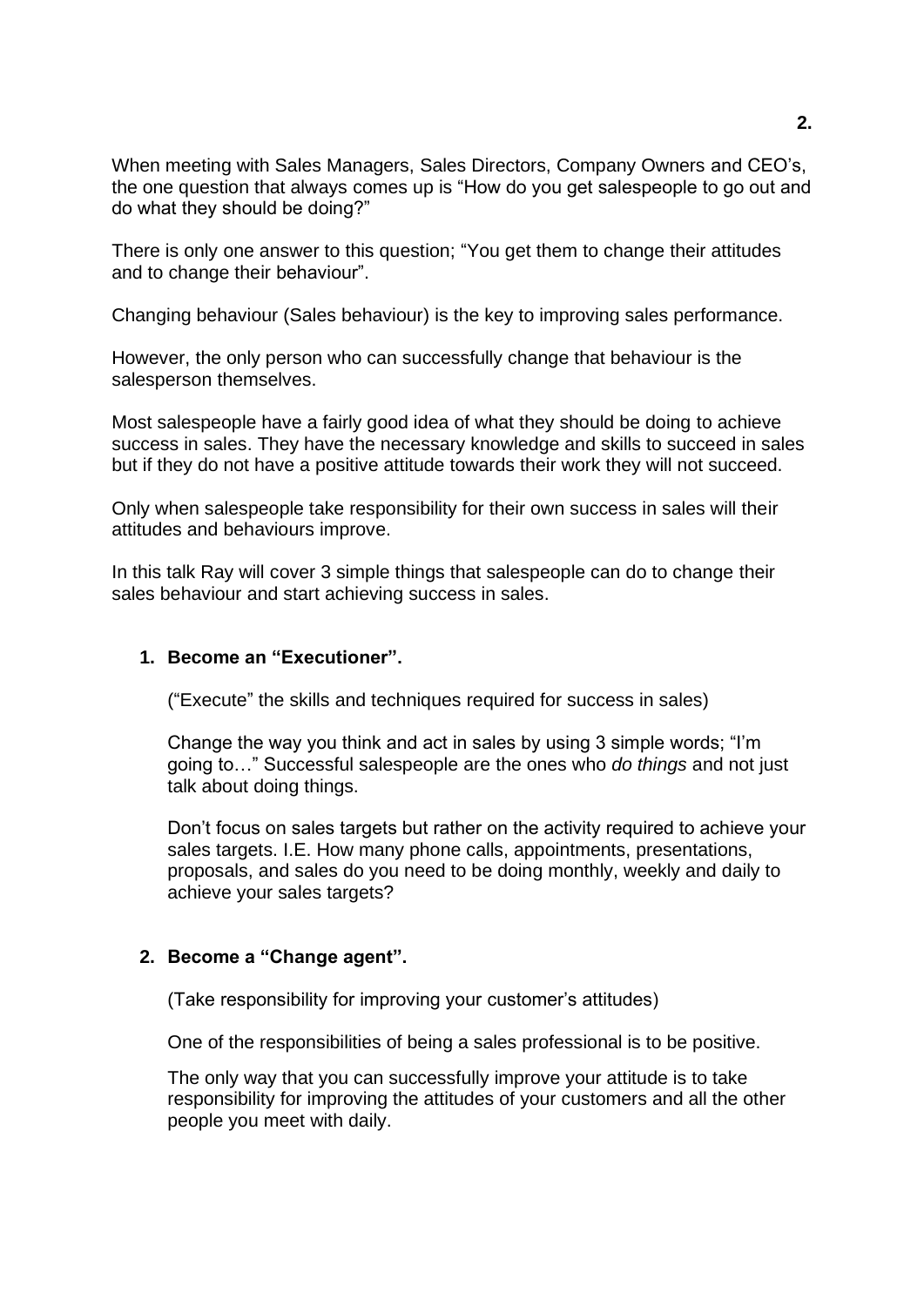When meeting with Sales Managers, Sales Directors, Company Owners and CEO's, the one question that always comes up is "How do you get salespeople to go out and do what they should be doing?"

There is only one answer to this question; "You get them to change their attitudes and to change their behaviour".

Changing behaviour (Sales behaviour) is the key to improving sales performance.

However, the only person who can successfully change that behaviour is the salesperson themselves.

Most salespeople have a fairly good idea of what they should be doing to achieve success in sales. They have the necessary knowledge and skills to succeed in sales but if they do not have a positive attitude towards their work they will not succeed.

Only when salespeople take responsibility for their own success in sales will their attitudes and behaviours improve.

In this talk Ray will cover 3 simple things that salespeople can do to change their sales behaviour and start achieving success in sales.

1. **Become an "Executioner".**

   ("Execute" the skills and techniques required for success in sales)

   Change the way you think and act in sales by using 3 simple words; "I'm going to…" Successful salespeople are the ones who *do things* and not just talk about doing things.

   Don't focus on sales targets but rather on the activity required to achieve your sales targets. I.E. How many phone calls, appointments, presentations, proposals, and sales do you need to be doing monthly, weekly and daily to achieve your sales targets?

2. **Become a "Change agent".**

   (Take responsibility for improving your customer's attitudes)

   One of the responsibilities of being a sales professional is to be positive.

   The only way that you can successfully improve your attitude is to take responsibility for improving the attitudes of your customers and all the other people you meet with daily.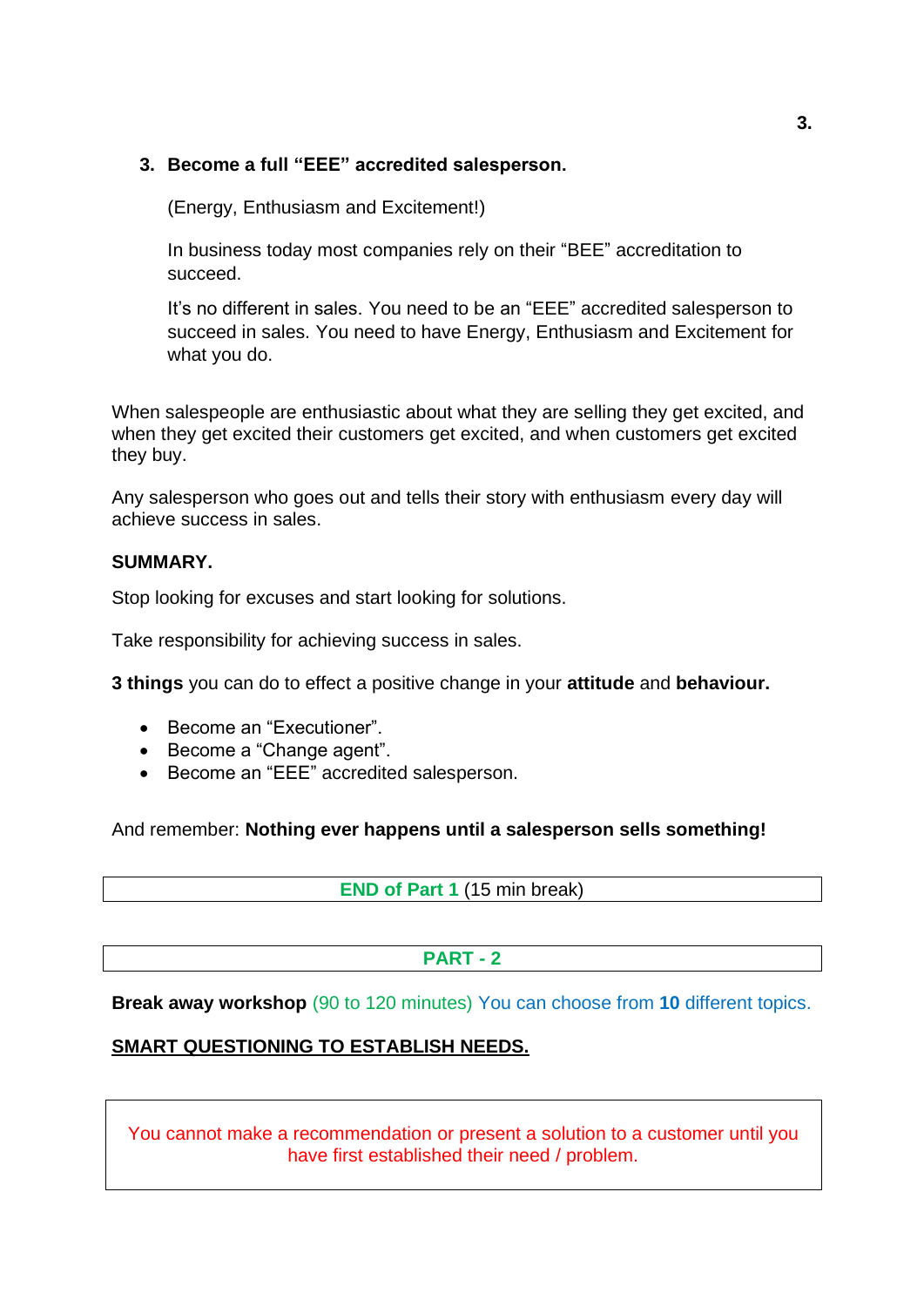3. **Become a full "EEE" accredited salesperson.**

   (Energy, Enthusiasm and Excitement!)

   In business today most companies rely on their "BEE" accreditation to succeed.

   It's no different in sales. You need to be an "EEE" accredited salesperson to succeed in sales. You need to have Energy, Enthusiasm and Excitement for what you do.

When salespeople are enthusiastic about what they are selling they get excited, and when they get excited their customers get excited, and when customers get excited they buy.

Any salesperson who goes out and tells their story with enthusiasm every day will achieve success in sales.

**SUMMARY.**

Stop looking for excuses and start looking for solutions.

Take responsibility for achieving success in sales.

**3 things** you can do to effect a positive change in your **attitude** and **behaviour.**

- Become an "Executioner".
- Become a "Change agent".
- Become an "EEE" accredited salesperson.

And remember: **Nothing ever happens until a salesperson sells something!**

**END of Part 1** (15 min break)

**PART - 2**

**Break away workshop** (90 to 120 minutes) You can choose from **10** different topics.

**<u>SMART QUESTIONING TO ESTABLISH NEEDS.</u>**

You cannot make a recommendation or present a solution to a customer until you have first established their need / problem.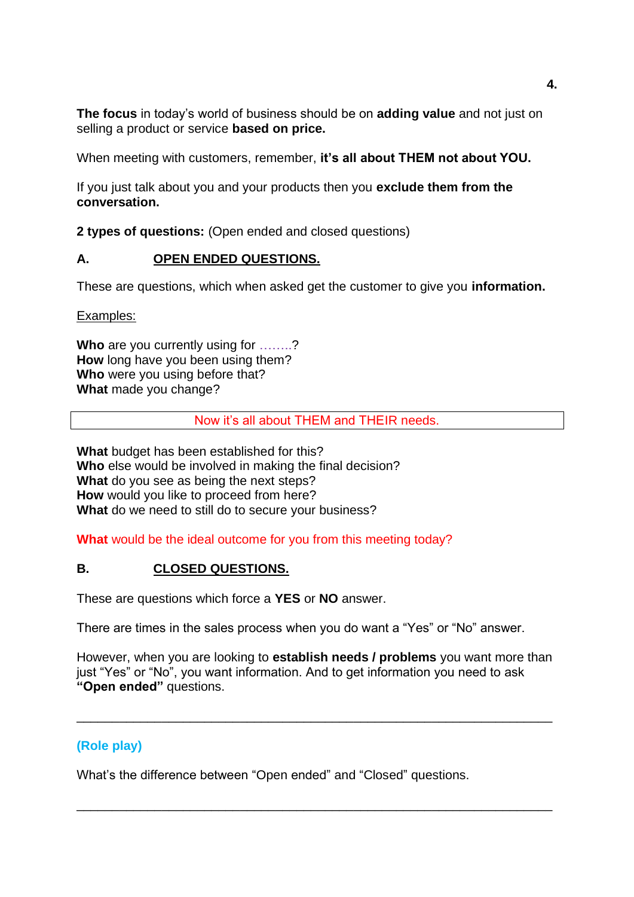**The focus** in today's world of business should be on **adding value** and not just on selling a product or service **based on price.**

When meeting with customers, remember, **it's all about THEM not about YOU.**

If you just talk about you and your products then you **exclude them from the conversation.**

**2 types of questions:** (Open ended and closed questions)

## A. OPEN ENDED QUESTIONS.

These are questions, which when asked get the customer to give you **information.**

Examples:

**Who** are you currently using for ……..?
**How** long have you been using them?
**Who** were you using before that?
**What** made you change?

Now it's all about THEM and THEIR needs.

**What** budget has been established for this?
**Who** else would be involved in making the final decision?
**What** do you see as being the next steps?
**How** would you like to proceed from here?
**What** do we need to still do to secure your business?

**What** would be the ideal outcome for you from this meeting today?

## B. CLOSED QUESTIONS.

These are questions which force a **YES** or **NO** answer.

There are times in the sales process when you do want a "Yes" or "No" answer.

However, when you are looking to **establish needs / problems** you want more than just "Yes" or "No", you want information. And to get information you need to ask **"Open ended"** questions.

---

**(Role play)**

What's the difference between "Open ended" and "Closed" questions.

---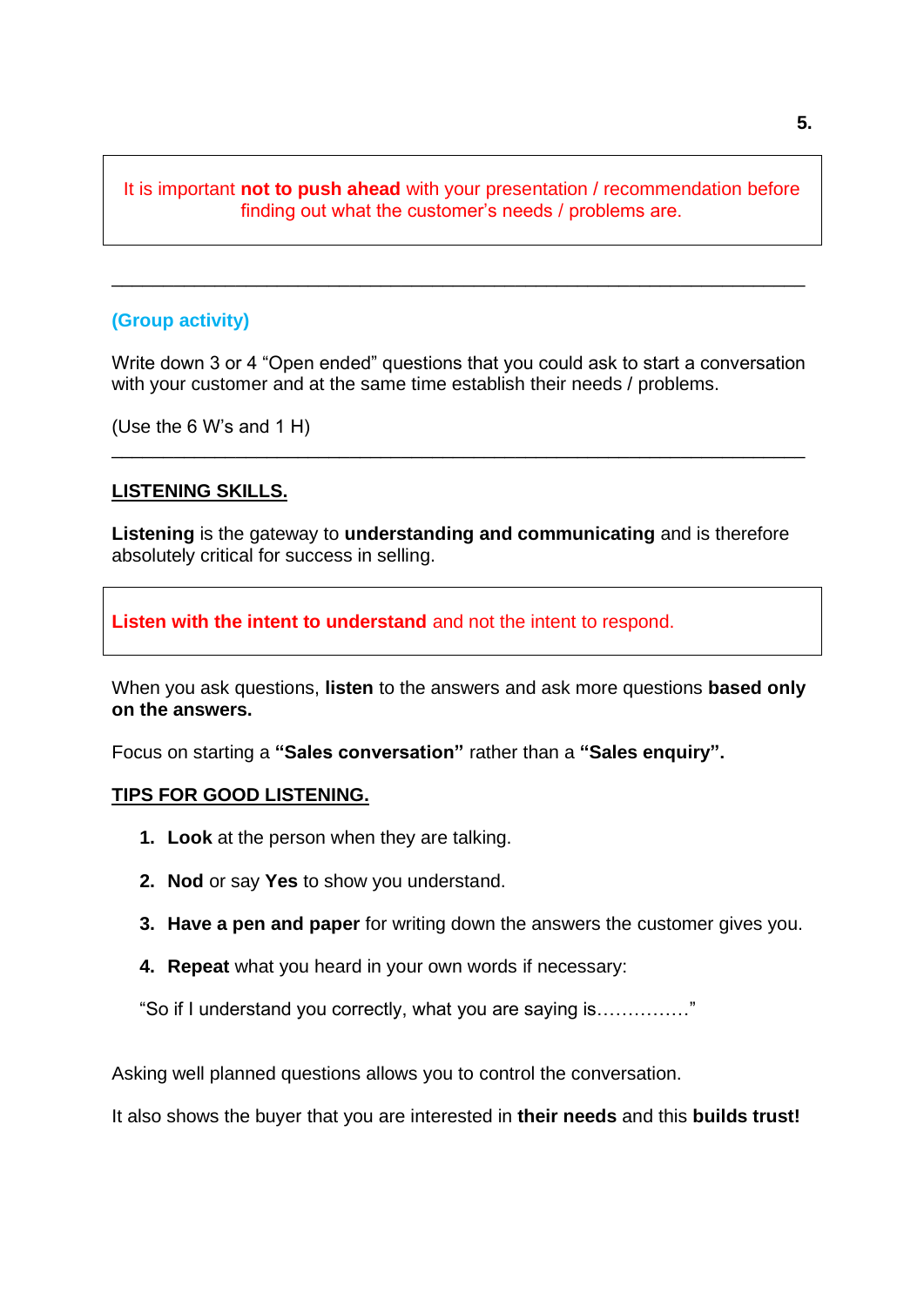It is important **not to push ahead** with your presentation / recommendation before finding out what the customer's needs / problems are.

---

**(Group activity)**

Write down 3 or 4 "Open ended" questions that you could ask to start a conversation with your customer and at the same time establish their needs / problems.

(Use the 6 W's and 1 H)

---

## LISTENING SKILLS.

**Listening** is the gateway to **understanding and communicating** and is therefore absolutely critical for success in selling.

**Listen with the intent to understand** and not the intent to respond.

When you ask questions, **listen** to the answers and ask more questions **based only on the answers.**

Focus on starting a **"Sales conversation"** rather than a **"Sales enquiry".**

## TIPS FOR GOOD LISTENING.

1. **Look** at the person when they are talking.
2. **Nod** or say **Yes** to show you understand.
3. **Have a pen and paper** for writing down the answers the customer gives you.
4. **Repeat** what you heard in your own words if necessary:

"So if I understand you correctly, what you are saying is……………"

Asking well planned questions allows you to control the conversation.

It also shows the buyer that you are interested in **their needs** and this **builds trust!**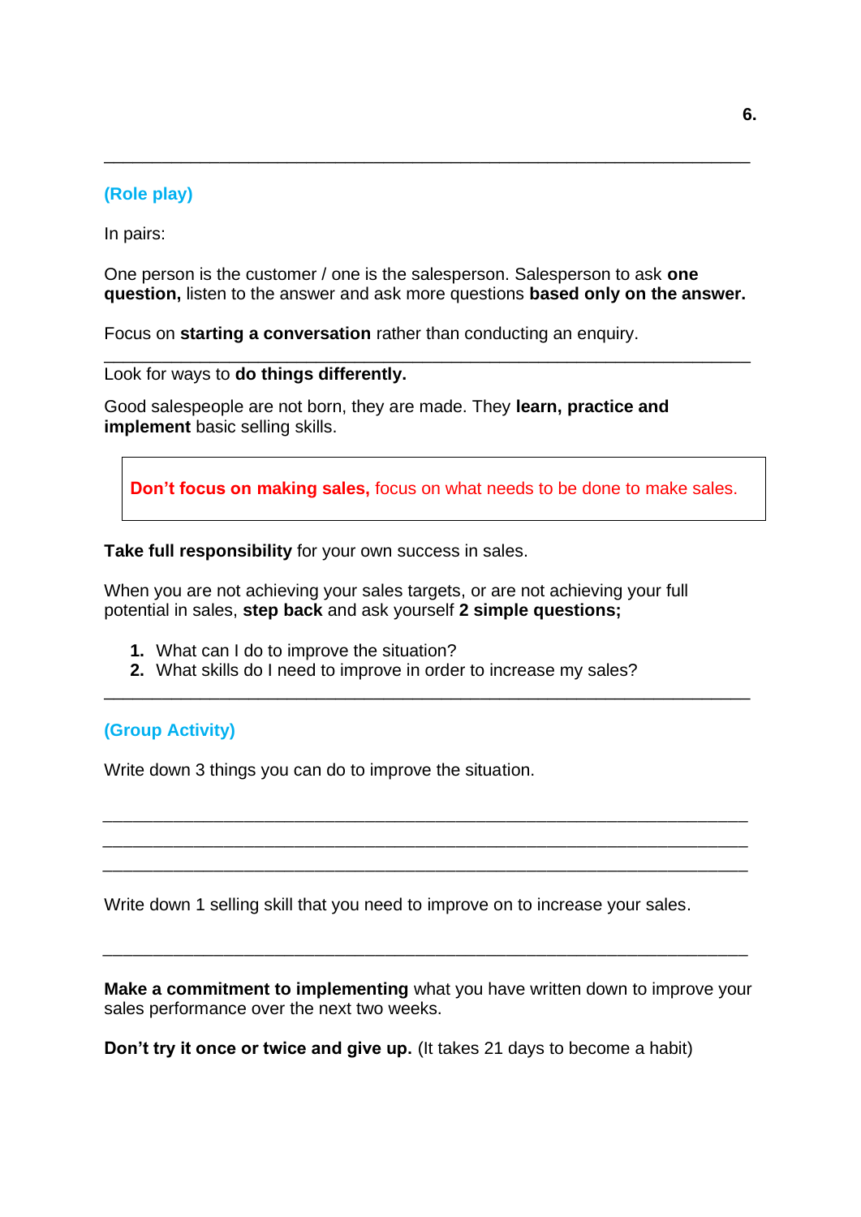---

**(Role play)**

In pairs:

One person is the customer / one is the salesperson. Salesperson to ask **one question,** listen to the answer and ask more questions **based only on the answer.**

Focus on **starting a conversation** rather than conducting an enquiry.

---

Look for ways to **do things differently.**

Good salespeople are not born, they are made. They **learn, practice and implement** basic selling skills.

> **Don't focus on making sales,** focus on what needs to be done to make sales.

**Take full responsibility** for your own success in sales.

When you are not achieving your sales targets, or are not achieving your full potential in sales, **step back** and ask yourself **2 simple questions;**

1. What can I do to improve the situation?
2. What skills do I need to improve in order to increase my sales?

---

**(Group Activity)**

Write down 3 things you can do to improve the situation.

______________________________________________________________

______________________________________________________________

______________________________________________________________

Write down 1 selling skill that you need to improve on to increase your sales.

______________________________________________________________

**Make a commitment to implementing** what you have written down to improve your sales performance over the next two weeks.

**Don't try it once or twice and give up.** (It takes 21 days to become a habit)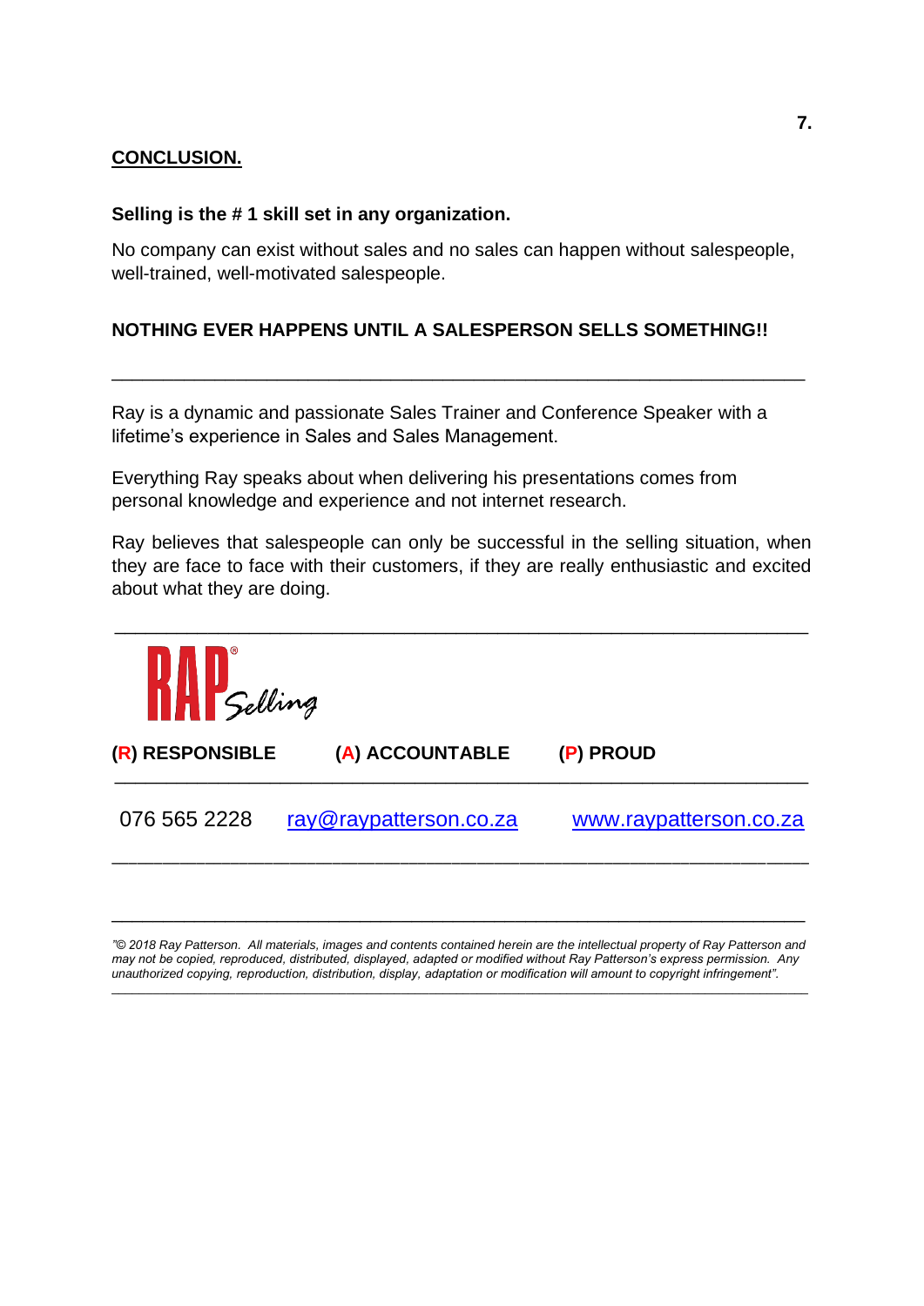## CONCLUSION.

**Selling is the # 1 skill set in any organization.**

No company can exist without sales and no sales can happen without salespeople, well-trained, well-motivated salespeople.

**NOTHING EVER HAPPENS UNTIL A SALESPERSON SELLS SOMETHING!!**

---

Ray is a dynamic and passionate Sales Trainer and Conference Speaker with a lifetime's experience in Sales and Sales Management.

Everything Ray speaks about when delivering his presentations comes from personal knowledge and experience and not internet research.

Ray believes that salespeople can only be successful in the selling situation, when they are face to face with their customers, if they are really enthusiastic and excited about what they are doing.

---

RAP® Selling

**(R) RESPONSIBLE** **(A) ACCOUNTABLE** **(P) PROUD**

---

076 565 2228 ray@raypatterson.co.za www.raypatterson.co.za

---

*"© 2018 Ray Patterson. All materials, images and contents contained herein are the intellectual property of Ray Patterson and may not be copied, reproduced, distributed, displayed, adapted or modified without Ray Patterson's express permission. Any unauthorized copying, reproduction, distribution, display, adaptation or modification will amount to copyright infringement".*